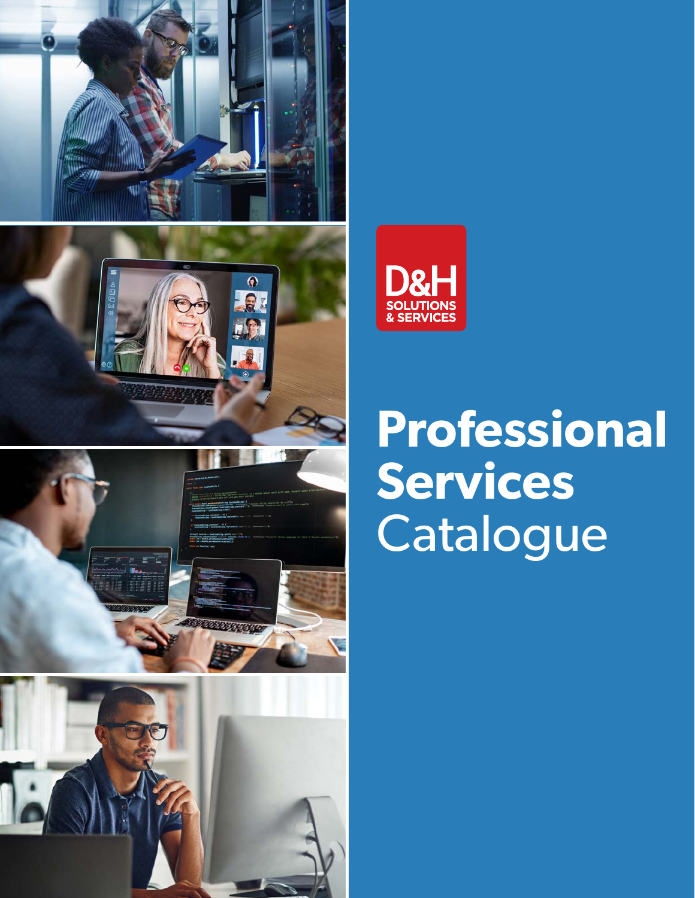D&H
SOLUTIONS
& SERVICES

# Professional Services Catalogue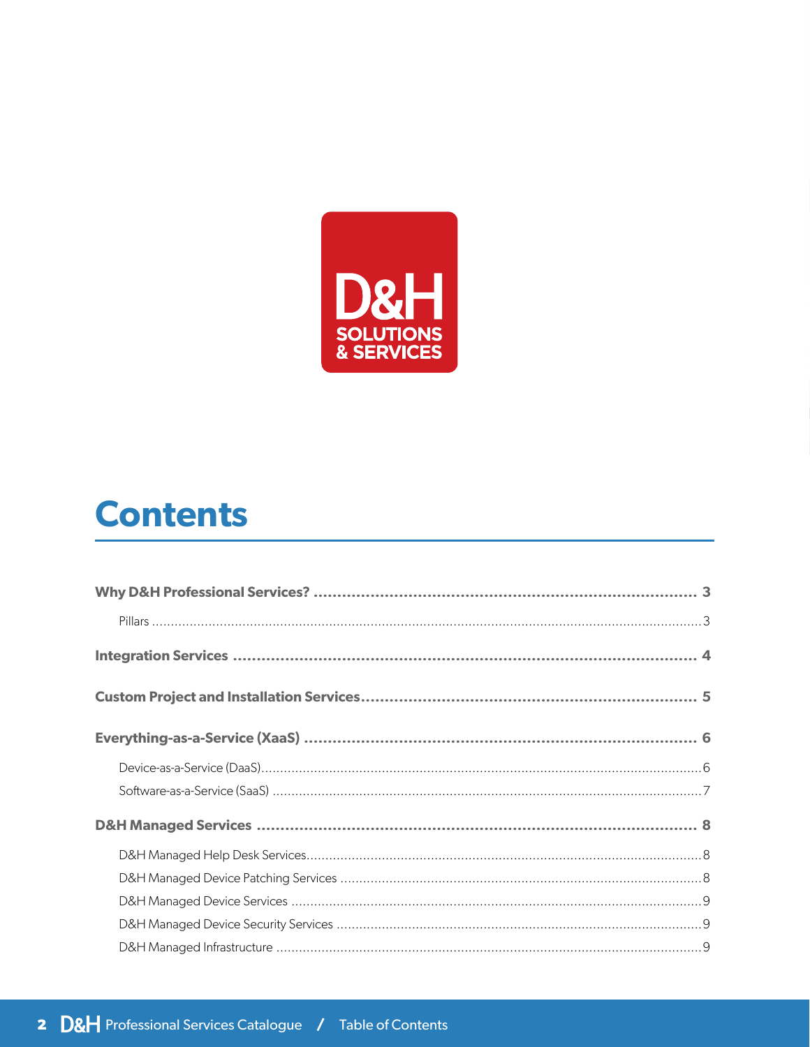# Contents

**Why D&H Professional Services?** .................... **3**

- Pillars .................... 3

**Integration Services** .................... **4**

**Custom Project and Installation Services** .................... **5**

**Everything-as-a-Service (XaaS)** .................... **6**

- Device-as-a-Service (DaaS) .................... 6
- Software-as-a-Service (SaaS) .................... 7

**D&H Managed Services** .................... **8**

- D&H Managed Help Desk Services .................... 8
- D&H Managed Device Patching Services .................... 8
- D&H Managed Device Services .................... 9
- D&H Managed Device Security Services .................... 9
- D&H Managed Infrastructure .................... 9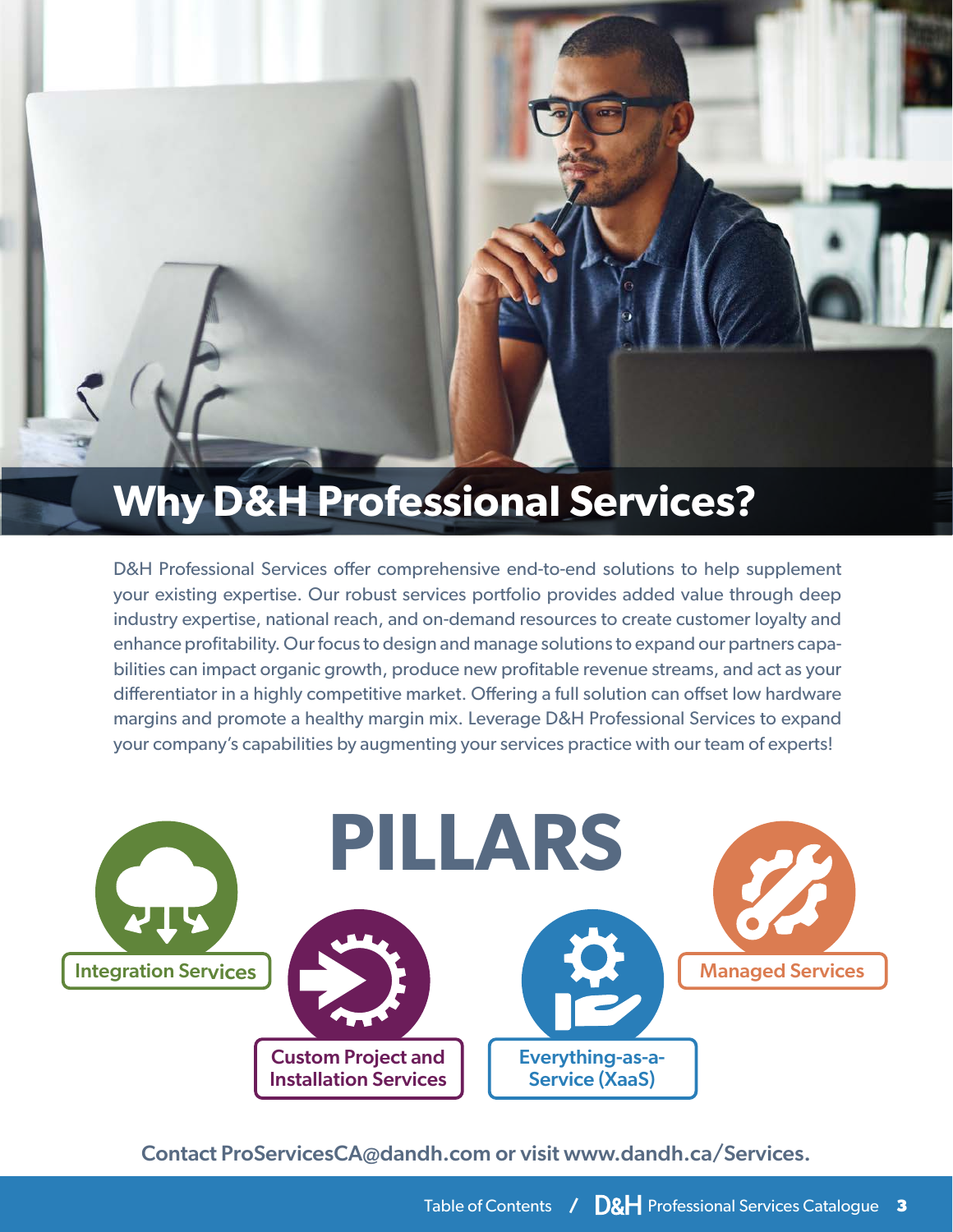# Why D&H Professional Services?

D&H Professional Services offer comprehensive end-to-end solutions to help supplement your existing expertise. Our robust services portfolio provides added value through deep industry expertise, national reach, and on-demand resources to create customer loyalty and enhance profitability. Our focus to design and manage solutions to expand our partners capabilities can impact organic growth, produce new profitable revenue streams, and act as your differentiator in a highly competitive market. Offering a full solution can offset low hardware margins and promote a healthy margin mix. Leverage D&H Professional Services to expand your company's capabilities by augmenting your services practice with our team of experts!

## PILLARS

- Integration Services
- Custom Project and Installation Services
- Everything-as-a-Service (XaaS)
- Managed Services

**Contact ProServicesCA@dandh.com or visit www.dandh.ca/Services.**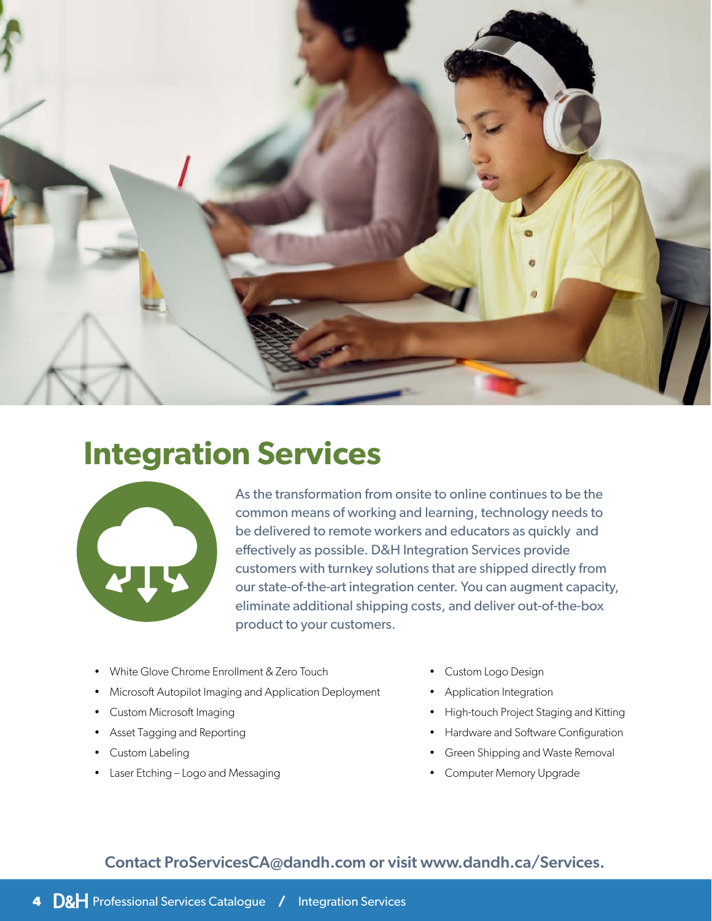# Integration Services

As the transformation from onsite to online continues to be the common means of working and learning, technology needs to be delivered to remote workers and educators as quickly and effectively as possible. D&H Integration Services provide customers with turnkey solutions that are shipped directly from our state-of-the-art integration center. You can augment capacity, eliminate additional shipping costs, and deliver out-of-the-box product to your customers.

- White Glove Chrome Enrollment & Zero Touch
- Microsoft Autopilot Imaging and Application Deployment
- Custom Microsoft Imaging
- Asset Tagging and Reporting
- Custom Labeling
- Laser Etching – Logo and Messaging
- Custom Logo Design
- Application Integration
- High-touch Project Staging and Kitting
- Hardware and Software Configuration
- Green Shipping and Waste Removal
- Computer Memory Upgrade

**Contact ProServicesCA@dandh.com or visit www.dandh.ca/Services.**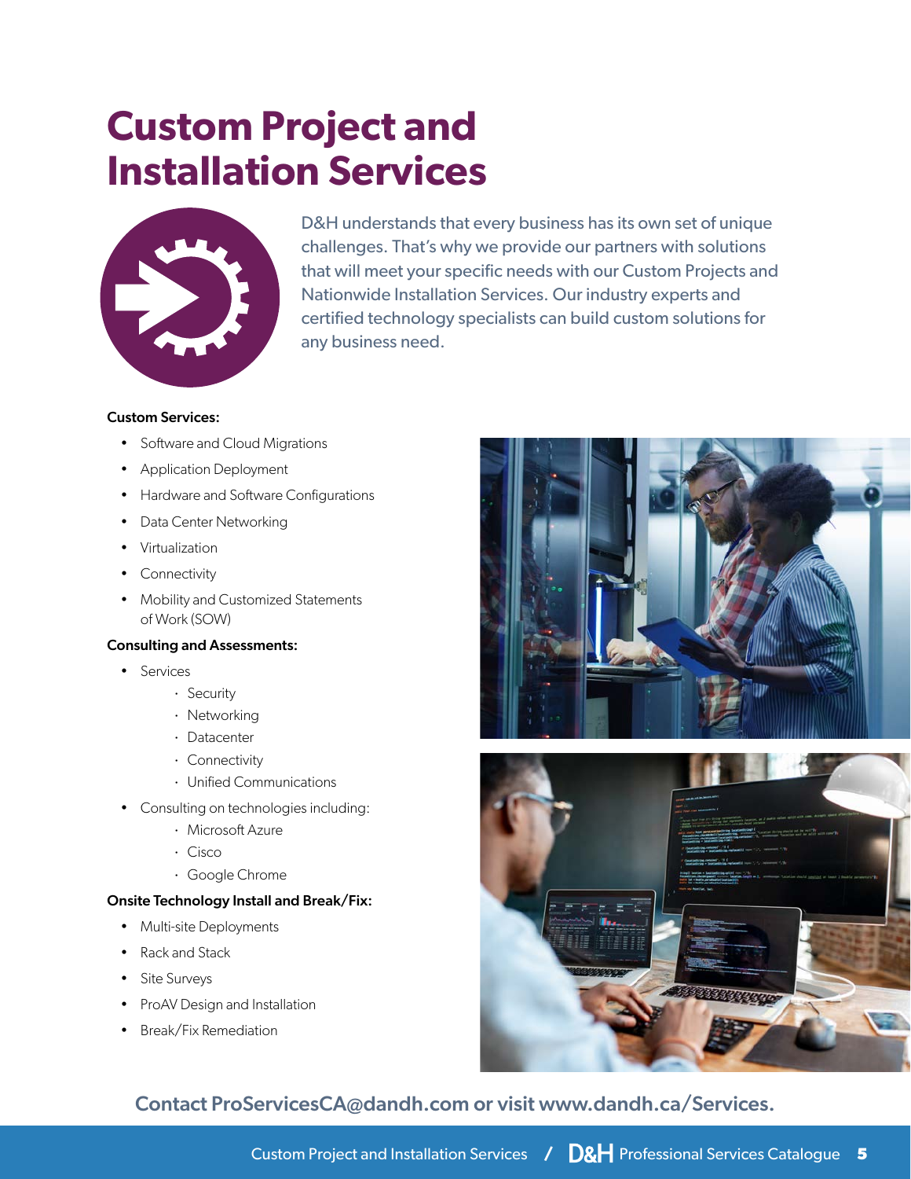# Custom Project and Installation Services

D&H understands that every business has its own set of unique challenges. That's why we provide our partners with solutions that will meet your specific needs with our Custom Projects and Nationwide Installation Services. Our industry experts and certified technology specialists can build custom solutions for any business need.

**Custom Services:**

- Software and Cloud Migrations
- Application Deployment
- Hardware and Software Configurations
- Data Center Networking
- Virtualization
- Connectivity
- Mobility and Customized Statements of Work (SOW)

**Consulting and Assessments:**

- Services
  - Security
  - Networking
  - Datacenter
  - Connectivity
  - Unified Communications
- Consulting on technologies including:
  - Microsoft Azure
  - Cisco
  - Google Chrome

**Onsite Technology Install and Break/Fix:**

- Multi-site Deployments
- Rack and Stack
- Site Surveys
- ProAV Design and Installation
- Break/Fix Remediation

**Contact ProServicesCA@dandh.com or visit www.dandh.ca/Services.**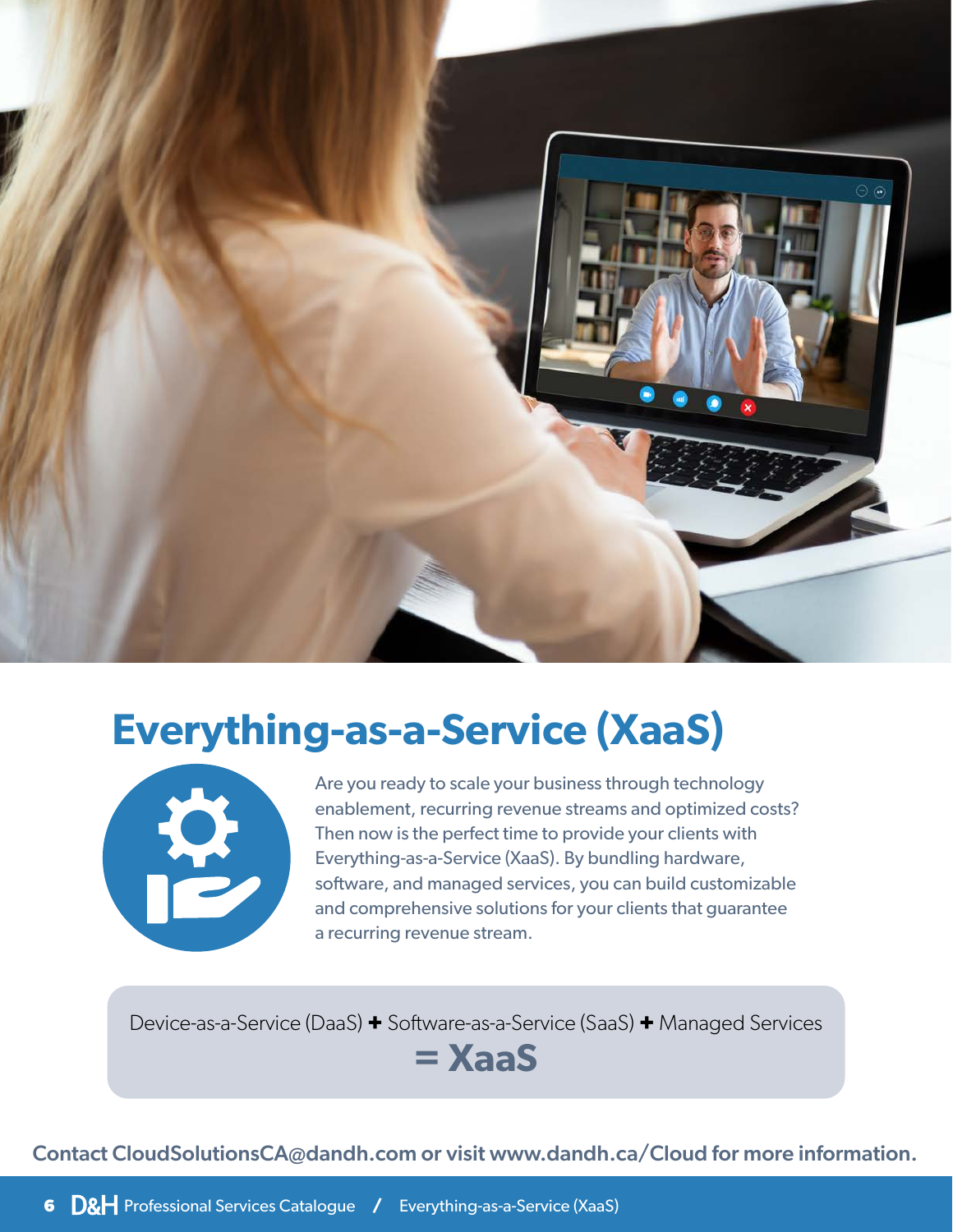# Everything-as-a-Service (XaaS)

Are you ready to scale your business through technology enablement, recurring revenue streams and optimized costs? Then now is the perfect time to provide your clients with Everything-as-a-Service (XaaS). By bundling hardware, software, and managed services, you can build customizable and comprehensive solutions for your clients that guarantee a recurring revenue stream.

Device-as-a-Service (DaaS) + Software-as-a-Service (SaaS) + Managed Services

**= XaaS**

**Contact CloudSolutionsCA@dandh.com or visit www.dandh.ca/Cloud for more information.**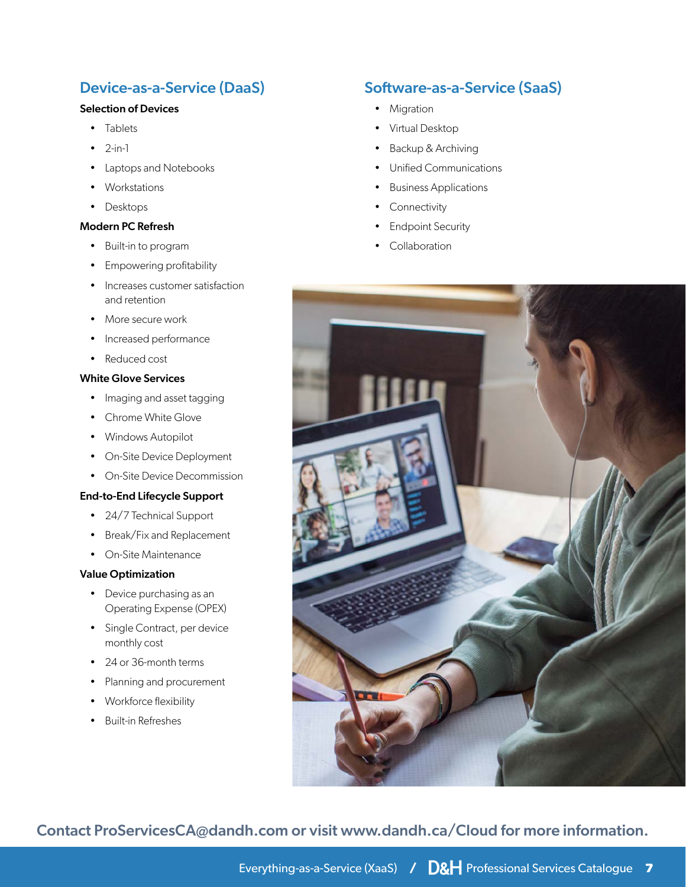## Device-as-a-Service (DaaS)

**Selection of Devices**

- Tablets
- 2-in-1
- Laptops and Notebooks
- Workstations
- Desktops

**Modern PC Refresh**

- Built-in to program
- Empowering profitability
- Increases customer satisfaction and retention
- More secure work
- Increased performance
- Reduced cost

**White Glove Services**

- Imaging and asset tagging
- Chrome White Glove
- Windows Autopilot
- On-Site Device Deployment
- On-Site Device Decommission

**End-to-End Lifecycle Support**

- 24/7 Technical Support
- Break/Fix and Replacement
- On-Site Maintenance

**Value Optimization**

- Device purchasing as an Operating Expense (OPEX)
- Single Contract, per device monthly cost
- 24 or 36-month terms
- Planning and procurement
- Workforce flexibility
- Built-in Refreshes

## Software-as-a-Service (SaaS)

- Migration
- Virtual Desktop
- Backup & Archiving
- Unified Communications
- Business Applications
- Connectivity
- Endpoint Security
- Collaboration

**Contact ProServicesCA@dandh.com or visit www.dandh.ca/Cloud for more information.**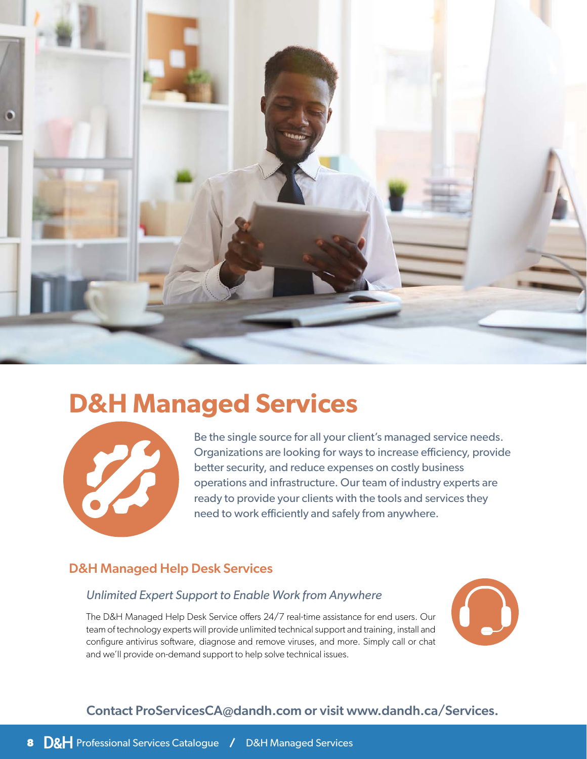# D&H Managed Services

Be the single source for all your client's managed service needs. Organizations are looking for ways to increase efficiency, provide better security, and reduce expenses on costly business operations and infrastructure. Our team of industry experts are ready to provide your clients with the tools and services they need to work efficiently and safely from anywhere.

## D&H Managed Help Desk Services

*Unlimited Expert Support to Enable Work from Anywhere*

The D&H Managed Help Desk Service offers 24/7 real-time assistance for end users. Our team of technology experts will provide unlimited technical support and training, install and configure antivirus software, diagnose and remove viruses, and more. Simply call or chat and we'll provide on-demand support to help solve technical issues.

**Contact ProServicesCA@dandh.com or visit www.dandh.ca/Services.**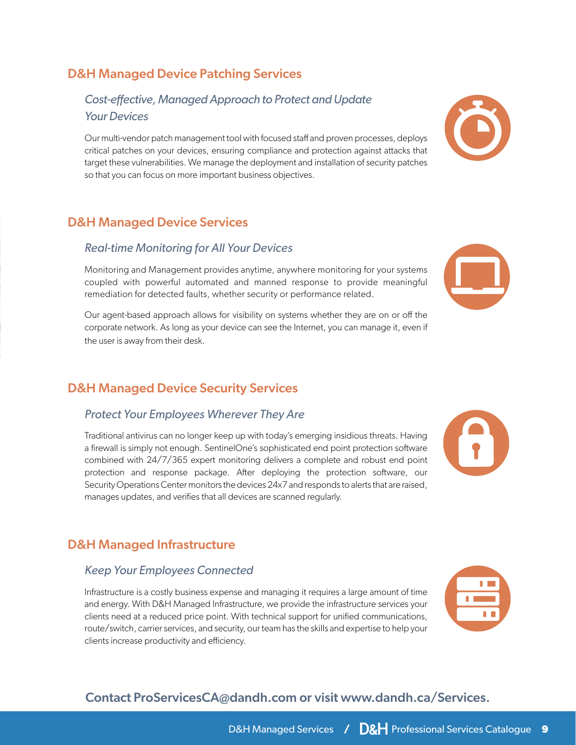## D&H Managed Device Patching Services

### *Cost-effective, Managed Approach to Protect and Update Your Devices*

Our multi-vendor patch management tool with focused staff and proven processes, deploys critical patches on your devices, ensuring compliance and protection against attacks that target these vulnerabilities. We manage the deployment and installation of security patches so that you can focus on more important business objectives.

## D&H Managed Device Services

### *Real-time Monitoring for All Your Devices*

Monitoring and Management provides anytime, anywhere monitoring for your systems coupled with powerful automated and manned response to provide meaningful remediation for detected faults, whether security or performance related.

Our agent-based approach allows for visibility on systems whether they are on or off the corporate network. As long as your device can see the Internet, you can manage it, even if the user is away from their desk.

## D&H Managed Device Security Services

### *Protect Your Employees Wherever They Are*

Traditional antivirus can no longer keep up with today's emerging insidious threats. Having a firewall is simply not enough. SentinelOne's sophisticated end point protection software combined with 24/7/365 expert monitoring delivers a complete and robust end point protection and response package. After deploying the protection software, our Security Operations Center monitors the devices 24x7 and responds to alerts that are raised, manages updates, and verifies that all devices are scanned regularly.

## D&H Managed Infrastructure

### *Keep Your Employees Connected*

Infrastructure is a costly business expense and managing it requires a large amount of time and energy. With D&H Managed Infrastructure, we provide the infrastructure services your clients need at a reduced price point. With technical support for unified communications, route/switch, carrier services, and security, our team has the skills and expertise to help your clients increase productivity and efficiency.

**Contact ProServicesCA@dandh.com or visit www.dandh.ca/Services.**